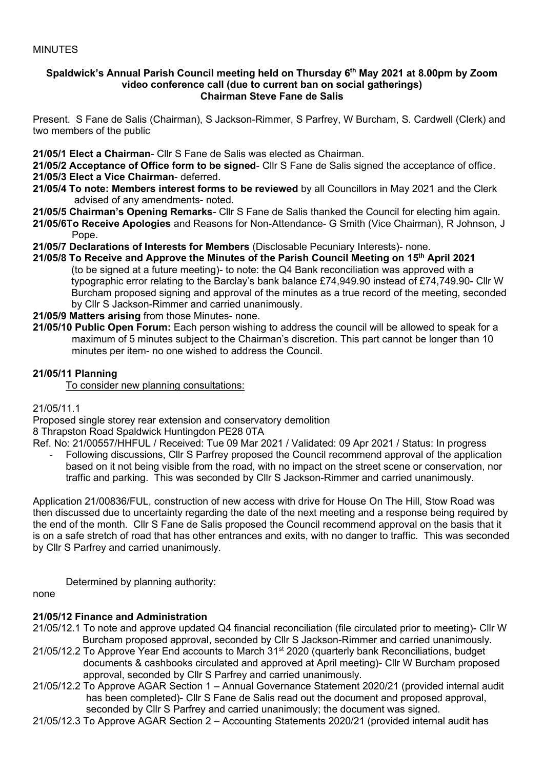MINUTES

**Spaldwick's Annual Parish Council meeting held on Thursday 6th May 2021 at 8.00pm by Zoom video conference call (due to current ban on social gatherings)**
**Chairman Steve Fane de Salis**

Present. S Fane de Salis (Chairman), S Jackson-Rimmer, S Parfrey, W Burcham, S. Cardwell (Clerk) and two members of the public

**21/05/1 Elect a Chairman**- Cllr S Fane de Salis was elected as Chairman.

**21/05/2 Acceptance of Office form to be signed**- Cllr S Fane de Salis signed the acceptance of office.

**21/05/3 Elect a Vice Chairman**- deferred.

**21/05/4 To note: Members interest forms to be reviewed** by all Councillors in May 2021 and the Clerk advised of any amendments- noted.

**21/05/5 Chairman's Opening Remarks**- Cllr S Fane de Salis thanked the Council for electing him again.

**21/05/6To Receive Apologies** and Reasons for Non-Attendance- G Smith (Vice Chairman), R Johnson, J Pope.

**21/05/7 Declarations of Interests for Members** (Disclosable Pecuniary Interests)- none.

**21/05/8 To Receive and Approve the Minutes of the Parish Council Meeting on 15th April 2021** (to be signed at a future meeting)- to note: the Q4 Bank reconciliation was approved with a typographic error relating to the Barclay's bank balance £74,949.90 instead of £74,749.90- Cllr W Burcham proposed signing and approval of the minutes as a true record of the meeting, seconded by Cllr S Jackson-Rimmer and carried unanimously.

**21/05/9 Matters arising** from those Minutes- none.

**21/05/10 Public Open Forum:** Each person wishing to address the council will be allowed to speak for a maximum of 5 minutes subject to the Chairman's discretion. This part cannot be longer than 10 minutes per item- no one wished to address the Council.

**21/05/11 Planning**

To consider new planning consultations:

21/05/11.1

Proposed single storey rear extension and conservatory demolition
8 Thrapston Road Spaldwick Huntingdon PE28 0TA
Ref. No: 21/00557/HHFUL / Received: Tue 09 Mar 2021 / Validated: 09 Apr 2021 / Status: In progress

- Following discussions, Cllr S Parfrey proposed the Council recommend approval of the application based on it not being visible from the road, with no impact on the street scene or conservation, nor traffic and parking. This was seconded by Cllr S Jackson-Rimmer and carried unanimously.

Application 21/00836/FUL, construction of new access with drive for House On The Hill, Stow Road was then discussed due to uncertainty regarding the date of the next meeting and a response being required by the end of the month. Cllr S Fane de Salis proposed the Council recommend approval on the basis that it is on a safe stretch of road that has other entrances and exits, with no danger to traffic. This was seconded by Cllr S Parfrey and carried unanimously.

Determined by planning authority:

none

**21/05/12 Finance and Administration**

21/05/12.1 To note and approve updated Q4 financial reconciliation (file circulated prior to meeting)- Cllr W Burcham proposed approval, seconded by Cllr S Jackson-Rimmer and carried unanimously.

21/05/12.2 To Approve Year End accounts to March 31st 2020 (quarterly bank Reconciliations, budget documents & cashbooks circulated and approved at April meeting)- Cllr W Burcham proposed approval, seconded by Cllr S Parfrey and carried unanimously.

21/05/12.2 To Approve AGAR Section 1 – Annual Governance Statement 2020/21 (provided internal audit has been completed)- Cllr S Fane de Salis read out the document and proposed approval, seconded by Cllr S Parfrey and carried unanimously; the document was signed.

21/05/12.3 To Approve AGAR Section 2 – Accounting Statements 2020/21 (provided internal audit has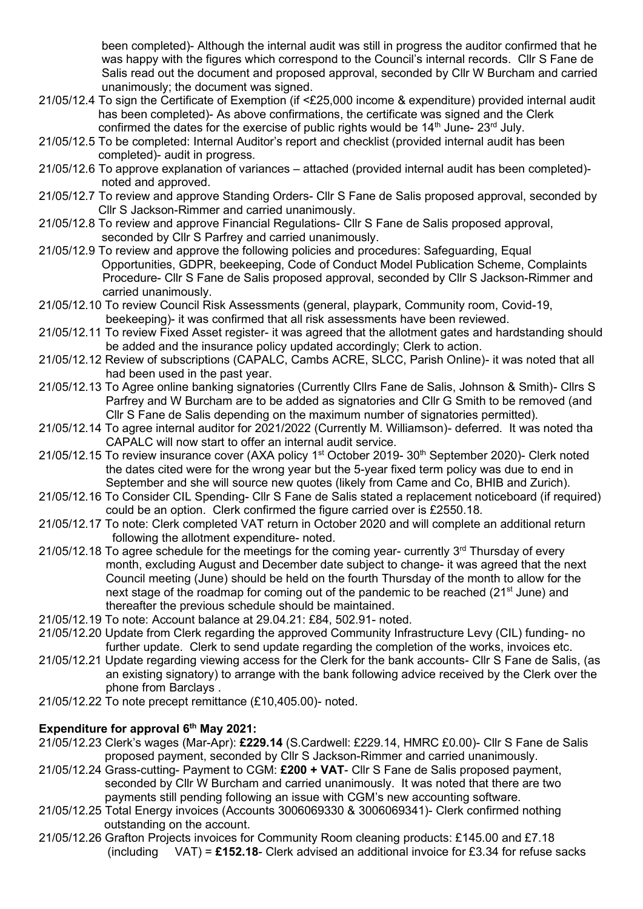been completed)- Although the internal audit was still in progress the auditor confirmed that he was happy with the figures which correspond to the Council's internal records. Cllr S Fane de Salis read out the document and proposed approval, seconded by Cllr W Burcham and carried unanimously; the document was signed.

21/05/12.4 To sign the Certificate of Exemption (if <£25,000 income & expenditure) provided internal audit has been completed)- As above confirmations, the certificate was signed and the Clerk confirmed the dates for the exercise of public rights would be 14th June- 23rd July.

21/05/12.5 To be completed: Internal Auditor's report and checklist (provided internal audit has been completed)- audit in progress.

21/05/12.6 To approve explanation of variances – attached (provided internal audit has been completed)- noted and approved.

21/05/12.7 To review and approve Standing Orders- Cllr S Fane de Salis proposed approval, seconded by Cllr S Jackson-Rimmer and carried unanimously.

21/05/12.8 To review and approve Financial Regulations- Cllr S Fane de Salis proposed approval, seconded by Cllr S Parfrey and carried unanimously.

21/05/12.9 To review and approve the following policies and procedures: Safeguarding, Equal Opportunities, GDPR, beekeeping, Code of Conduct Model Publication Scheme, Complaints Procedure- Cllr S Fane de Salis proposed approval, seconded by Cllr S Jackson-Rimmer and carried unanimously.

21/05/12.10 To review Council Risk Assessments (general, playpark, Community room, Covid-19, beekeeping)- it was confirmed that all risk assessments have been reviewed.

21/05/12.11 To review Fixed Asset register- it was agreed that the allotment gates and hardstanding should be added and the insurance policy updated accordingly; Clerk to action.

21/05/12.12 Review of subscriptions (CAPALC, Cambs ACRE, SLCC, Parish Online)- it was noted that all had been used in the past year.

21/05/12.13 To Agree online banking signatories (Currently Cllrs Fane de Salis, Johnson & Smith)- Cllrs S Parfrey and W Burcham are to be added as signatories and Cllr G Smith to be removed (and Cllr S Fane de Salis depending on the maximum number of signatories permitted).

21/05/12.14 To agree internal auditor for 2021/2022 (Currently M. Williamson)- deferred. It was noted tha CAPALC will now start to offer an internal audit service.

21/05/12.15 To review insurance cover (AXA policy 1st October 2019- 30th September 2020)- Clerk noted the dates cited were for the wrong year but the 5-year fixed term policy was due to end in September and she will source new quotes (likely from Came and Co, BHIB and Zurich).

21/05/12.16 To Consider CIL Spending- Cllr S Fane de Salis stated a replacement noticeboard (if required) could be an option. Clerk confirmed the figure carried over is £2550.18.

21/05/12.17 To note: Clerk completed VAT return in October 2020 and will complete an additional return following the allotment expenditure- noted.

21/05/12.18 To agree schedule for the meetings for the coming year- currently 3rd Thursday of every month, excluding August and December date subject to change- it was agreed that the next Council meeting (June) should be held on the fourth Thursday of the month to allow for the next stage of the roadmap for coming out of the pandemic to be reached (21st June) and thereafter the previous schedule should be maintained.

21/05/12.19 To note: Account balance at 29.04.21: £84, 502.91- noted.

21/05/12.20 Update from Clerk regarding the approved Community Infrastructure Levy (CIL) funding- no further update. Clerk to send update regarding the completion of the works, invoices etc.

21/05/12.21 Update regarding viewing access for the Clerk for the bank accounts- Cllr S Fane de Salis, (as an existing signatory) to arrange with the bank following advice received by the Clerk over the phone from Barclays .

21/05/12.22 To note precept remittance (£10,405.00)- noted.

**Expenditure for approval 6th May 2021:**

21/05/12.23 Clerk's wages (Mar-Apr): **£229.14** (S.Cardwell: £229.14, HMRC £0.00)- Cllr S Fane de Salis proposed payment, seconded by Cllr S Jackson-Rimmer and carried unanimously.

21/05/12.24 Grass-cutting- Payment to CGM: **£200 + VAT**- Cllr S Fane de Salis proposed payment, seconded by Cllr W Burcham and carried unanimously. It was noted that there are two payments still pending following an issue with CGM's new accounting software.

21/05/12.25 Total Energy invoices (Accounts 3006069330 & 3006069341)- Clerk confirmed nothing outstanding on the account.

21/05/12.26 Grafton Projects invoices for Community Room cleaning products: £145.00 and £7.18 (including VAT) = **£152.18**- Clerk advised an additional invoice for £3.34 for refuse sacks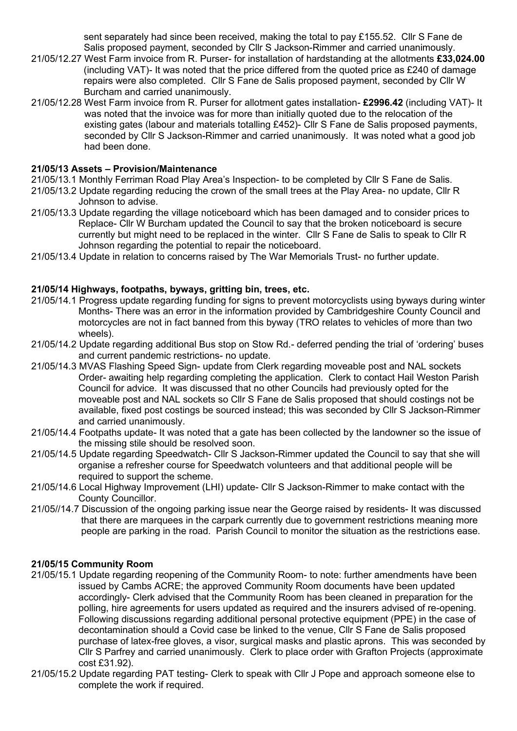sent separately had since been received, making the total to pay £155.52. Cllr S Fane de Salis proposed payment, seconded by Cllr S Jackson-Rimmer and carried unanimously.

21/05/12.27 West Farm invoice from R. Purser- for installation of hardstanding at the allotments **£33,024.00** (including VAT)- It was noted that the price differed from the quoted price as £240 of damage repairs were also completed. Cllr S Fane de Salis proposed payment, seconded by Cllr W Burcham and carried unanimously.

21/05/12.28 West Farm invoice from R. Purser for allotment gates installation- **£2996.42** (including VAT)- It was noted that the invoice was for more than initially quoted due to the relocation of the existing gates (labour and materials totalling £452)- Cllr S Fane de Salis proposed payments, seconded by Cllr S Jackson-Rimmer and carried unanimously. It was noted what a good job had been done.

**21/05/13 Assets – Provision/Maintenance**

21/05/13.1 Monthly Ferriman Road Play Area's Inspection- to be completed by Cllr S Fane de Salis.

21/05/13.2 Update regarding reducing the crown of the small trees at the Play Area- no update, Cllr R Johnson to advise.

21/05/13.3 Update regarding the village noticeboard which has been damaged and to consider prices to Replace- Cllr W Burcham updated the Council to say that the broken noticeboard is secure currently but might need to be replaced in the winter. Cllr S Fane de Salis to speak to Cllr R Johnson regarding the potential to repair the noticeboard.

21/05/13.4 Update in relation to concerns raised by The War Memorials Trust- no further update.

**21/05/14 Highways, footpaths, byways, gritting bin, trees, etc.**

21/05/14.1 Progress update regarding funding for signs to prevent motorcyclists using byways during winter Months- There was an error in the information provided by Cambridgeshire County Council and motorcycles are not in fact banned from this byway (TRO relates to vehicles of more than two wheels).

21/05/14.2 Update regarding additional Bus stop on Stow Rd.- deferred pending the trial of 'ordering' buses and current pandemic restrictions- no update.

21/05/14.3 MVAS Flashing Speed Sign- update from Clerk regarding moveable post and NAL sockets Order- awaiting help regarding completing the application. Clerk to contact Hail Weston Parish Council for advice. It was discussed that no other Councils had previously opted for the moveable post and NAL sockets so Cllr S Fane de Salis proposed that should costings not be available, fixed post costings be sourced instead; this was seconded by Cllr S Jackson-Rimmer and carried unanimously.

21/05/14.4 Footpaths update- It was noted that a gate has been collected by the landowner so the issue of the missing stile should be resolved soon.

21/05/14.5 Update regarding Speedwatch- Cllr S Jackson-Rimmer updated the Council to say that she will organise a refresher course for Speedwatch volunteers and that additional people will be required to support the scheme.

21/05/14.6 Local Highway Improvement (LHI) update- Cllr S Jackson-Rimmer to make contact with the County Councillor.

21/05//14.7 Discussion of the ongoing parking issue near the George raised by residents- It was discussed that there are marquees in the carpark currently due to government restrictions meaning more people are parking in the road. Parish Council to monitor the situation as the restrictions ease.

**21/05/15 Community Room**

21/05/15.1 Update regarding reopening of the Community Room- to note: further amendments have been issued by Cambs ACRE; the approved Community Room documents have been updated accordingly- Clerk advised that the Community Room has been cleaned in preparation for the polling, hire agreements for users updated as required and the insurers advised of re-opening. Following discussions regarding additional personal protective equipment (PPE) in the case of decontamination should a Covid case be linked to the venue, Cllr S Fane de Salis proposed purchase of latex-free gloves, a visor, surgical masks and plastic aprons. This was seconded by Cllr S Parfrey and carried unanimously. Clerk to place order with Grafton Projects (approximate cost £31.92).

21/05/15.2 Update regarding PAT testing- Clerk to speak with Cllr J Pope and approach someone else to complete the work if required.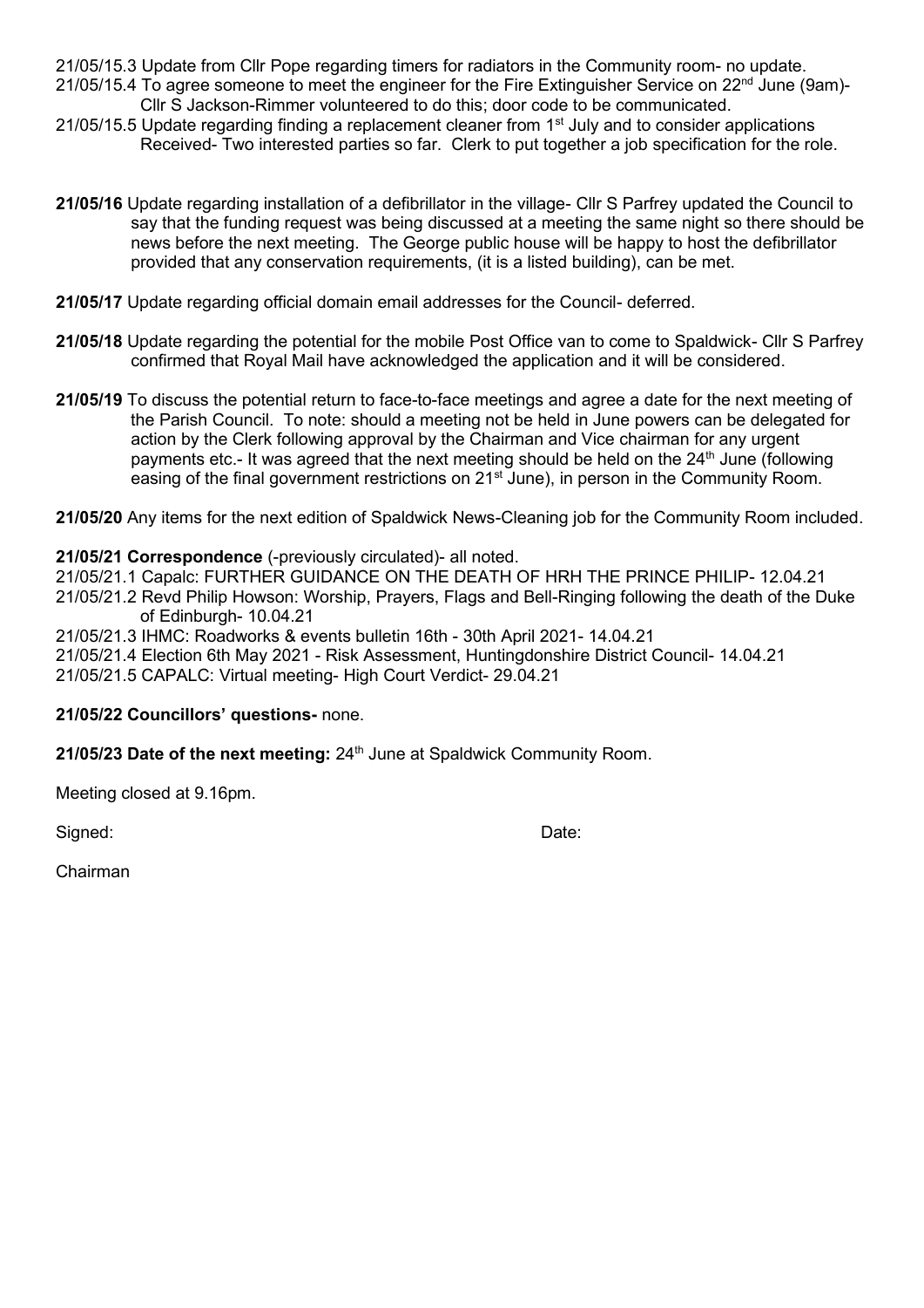21/05/15.3 Update from Cllr Pope regarding timers for radiators in the Community room- no update.

21/05/15.4 To agree someone to meet the engineer for the Fire Extinguisher Service on 22nd June (9am)- Cllr S Jackson-Rimmer volunteered to do this; door code to be communicated.

21/05/15.5 Update regarding finding a replacement cleaner from 1st July and to consider applications Received- Two interested parties so far. Clerk to put together a job specification for the role.

**21/05/16** Update regarding installation of a defibrillator in the village- Cllr S Parfrey updated the Council to say that the funding request was being discussed at a meeting the same night so there should be news before the next meeting. The George public house will be happy to host the defibrillator provided that any conservation requirements, (it is a listed building), can be met.

**21/05/17** Update regarding official domain email addresses for the Council- deferred.

**21/05/18** Update regarding the potential for the mobile Post Office van to come to Spaldwick- Cllr S Parfrey confirmed that Royal Mail have acknowledged the application and it will be considered.

**21/05/19** To discuss the potential return to face-to-face meetings and agree a date for the next meeting of the Parish Council. To note: should a meeting not be held in June powers can be delegated for action by the Clerk following approval by the Chairman and Vice chairman for any urgent payments etc.- It was agreed that the next meeting should be held on the 24th June (following easing of the final government restrictions on 21st June), in person in the Community Room.

**21/05/20** Any items for the next edition of Spaldwick News-Cleaning job for the Community Room included.

**21/05/21 Correspondence** (-previously circulated)- all noted.

21/05/21.1 Capalc: FURTHER GUIDANCE ON THE DEATH OF HRH THE PRINCE PHILIP- 12.04.21

21/05/21.2 Revd Philip Howson: Worship, Prayers, Flags and Bell-Ringing following the death of the Duke of Edinburgh- 10.04.21

21/05/21.3 IHMC: Roadworks & events bulletin 16th - 30th April 2021- 14.04.21

21/05/21.4 Election 6th May 2021 - Risk Assessment, Huntingdonshire District Council- 14.04.21

21/05/21.5 CAPALC: Virtual meeting- High Court Verdict- 29.04.21

**21/05/22 Councillors' questions-** none.

**21/05/23 Date of the next meeting:** 24th June at Spaldwick Community Room.

Meeting closed at 9.16pm.

Signed: Date:

Chairman